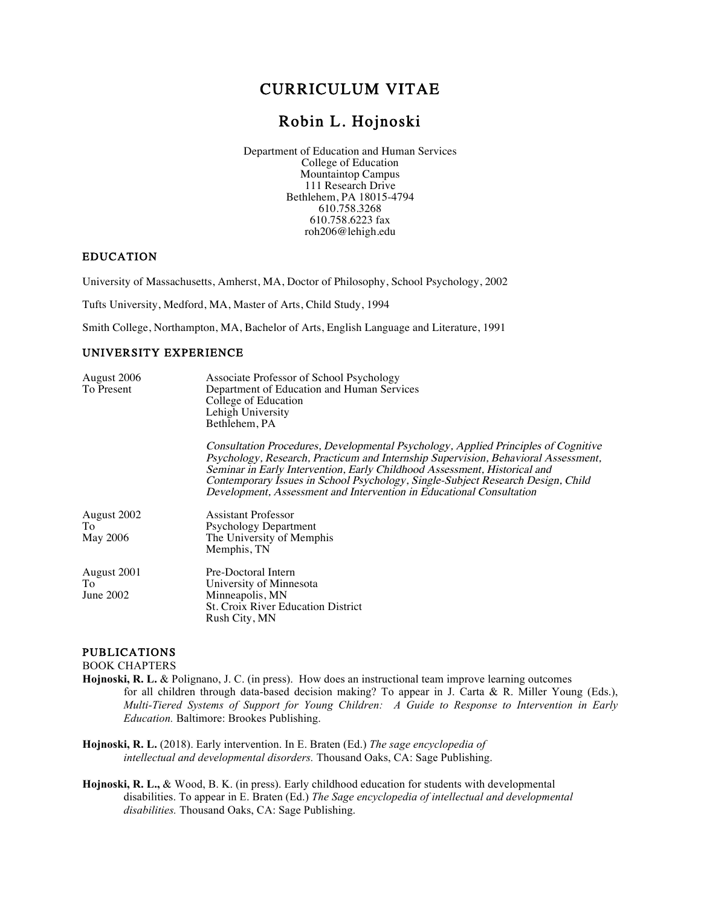# CURRICULUM VITAE

## Robin L. Hojnoski

Department of Education and Human Services
College of Education
Mountaintop Campus
111 Research Drive
Bethlehem, PA 18015-4794
610.758.3268
610.758.6223 fax
roh206@lehigh.edu

### EDUCATION

University of Massachusetts, Amherst, MA, Doctor of Philosophy, School Psychology, 2002

Tufts University, Medford, MA, Master of Arts, Child Study, 1994

Smith College, Northampton, MA, Bachelor of Arts, English Language and Literature, 1991

### UNIVERSITY EXPERIENCE

August 2006 To Present
Associate Professor of School Psychology
Department of Education and Human Services
College of Education
Lehigh University
Bethlehem, PA

*Consultation Procedures, Developmental Psychology, Applied Principles of Cognitive Psychology, Research, Practicum and Internship Supervision, Behavioral Assessment, Seminar in Early Intervention, Early Childhood Assessment, Historical and Contemporary Issues in School Psychology, Single-Subject Research Design, Child Development, Assessment and Intervention in Educational Consultation*

August 2002 To May 2006
Assistant Professor
Psychology Department
The University of Memphis
Memphis, TN

August 2001 To June 2002
Pre-Doctoral Intern
University of Minnesota
Minneapolis, MN
St. Croix River Education District
Rush City, MN

### PUBLICATIONS

BOOK CHAPTERS

**Hojnoski, R. L.** & Polignano, J. C. (in press). How does an instructional team improve learning outcomes for all children through data-based decision making? To appear in J. Carta & R. Miller Young (Eds.), *Multi-Tiered Systems of Support for Young Children: A Guide to Response to Intervention in Early Education.* Baltimore: Brookes Publishing.

**Hojnoski, R. L.** (2018). Early intervention. In E. Braten (Ed.) *The sage encyclopedia of intellectual and developmental disorders.* Thousand Oaks, CA: Sage Publishing.

**Hojnoski, R. L.,** & Wood, B. K. (in press). Early childhood education for students with developmental disabilities. To appear in E. Braten (Ed.) *The Sage encyclopedia of intellectual and developmental disabilities.* Thousand Oaks, CA: Sage Publishing.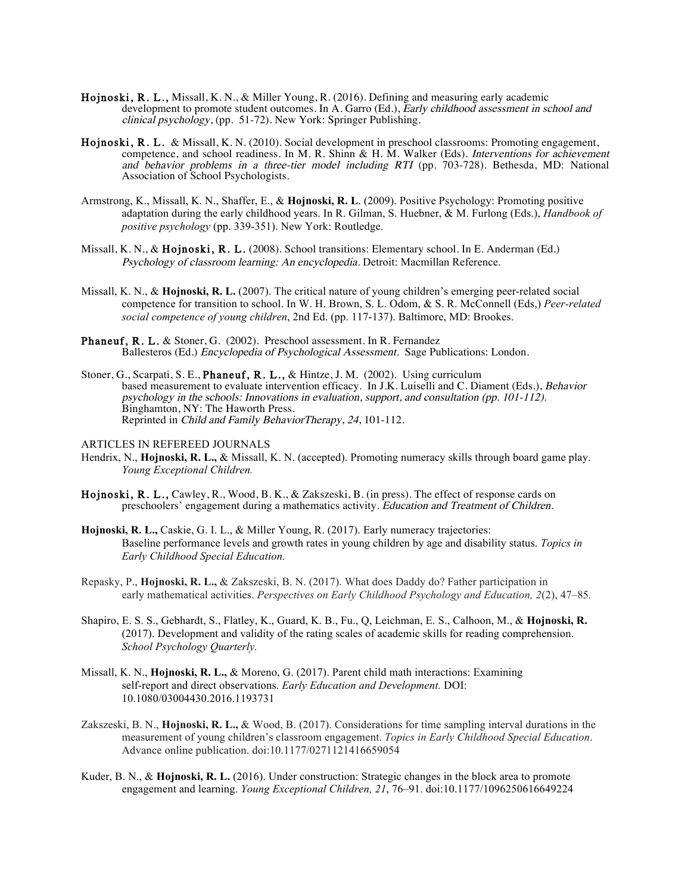**Hojnoski, R. L.,** Missall, K. N., & Miller Young, R. (2016). Defining and measuring early academic development to promote student outcomes. In A. Garro (Ed.), *Early childhood assessment in school and clinical psychology*, (pp. 51-72). New York: Springer Publishing.

**Hojnoski, R. L.** & Missall, K. N. (2010). Social development in preschool classrooms: Promoting engagement, competence, and school readiness. In M. R. Shinn & H. M. Walker (Eds). *Interventions for achievement and behavior problems in a three-tier model including RTI* (pp. 703-728). Bethesda, MD: National Association of School Psychologists.

Armstrong, K., Missall, K. N., Shaffer, E., & **Hojnoski, R. L**. (2009). Positive Psychology: Promoting positive adaptation during the early childhood years. In R. Gilman, S. Huebner, & M. Furlong (Eds.), *Handbook of positive psychology* (pp. 339-351). New York: Routledge.

Missall, K. N., & **Hojnoski, R. L.** (2008). School transitions: Elementary school. In E. Anderman (Ed.) *Psychology of classroom learning: An encyclopedia*. Detroit: Macmillan Reference.

Missall, K. N., & **Hojnoski, R. L.** (2007). The critical nature of young children's emerging peer-related social competence for transition to school. In W. H. Brown, S. L. Odom, & S. R. McConnell (Eds,) *Peer-related social competence of young children*, 2nd Ed. (pp. 117-137). Baltimore, MD: Brookes.

**Phaneuf, R. L.** & Stoner, G. (2002). Preschool assessment. In R. Fernandez Ballesteros (Ed.) *Encyclopedia of Psychological Assessment*. Sage Publications: London.

Stoner, G., Scarpati, S. E., **Phaneuf, R. L.,** & Hintze, J. M. (2002). Using curriculum based measurement to evaluate intervention efficacy. In J.K. Luiselli and C. Diament (Eds.), *Behavior psychology in the schools: Innovations in evaluation, support, and consultation (pp. 101-112).* Binghamton, NY: The Haworth Press.
Reprinted in *Child and Family BehaviorTherapy, 24,* 101-112.

ARTICLES IN REFEREED JOURNALS

Hendrix, N., **Hojnoski, R. L.,** & Missall, K. N. (accepted). Promoting numeracy skills through board game play. *Young Exceptional Children.*

**Hojnoski, R. L.,** Cawley, R., Wood, B. K., & Zakszeski, B. (in press). The effect of response cards on preschoolers' engagement during a mathematics activity. *Education and Treatment of Children.*

**Hojnoski, R. L.,** Caskie, G. I. L., & Miller Young, R. (2017). Early numeracy trajectories: Baseline performance levels and growth rates in young children by age and disability status. *Topics in Early Childhood Special Education.*

Repasky, P., **Hojnoski, R. L.,** & Zakszeski, B. N. (2017). What does Daddy do? Father participation in early mathematical activities. *Perspectives on Early Childhood Psychology and Education, 2*(2), 47–85.

Shapiro, E. S. S., Gebhardt, S., Flatley, K., Guard, K. B., Fu., Q, Leichman, E. S., Calhoon, M., & **Hojnoski, R.** (2017). Development and validity of the rating scales of academic skills for reading comprehension. *School Psychology Quarterly.*

Missall, K. N., **Hojnoski, R. L.,** & Moreno, G. (2017). Parent child math interactions: Examining self-report and direct observations. *Early Education and Development.* DOI: 10.1080/03004430.2016.1193731

Zakszeski, B. N., **Hojnoski, R. L.,** & Wood, B. (2017). Considerations for time sampling interval durations in the measurement of young children's classroom engagement. *Topics in Early Childhood Special Education*. Advance online publication. doi:10.1177/0271121416659054

Kuder, B. N., & **Hojnoski, R. L.** (2016). Under construction: Strategic changes in the block area to promote engagement and learning. *Young Exceptional Children, 21*, 76–91. doi:10.1177/1096250616649224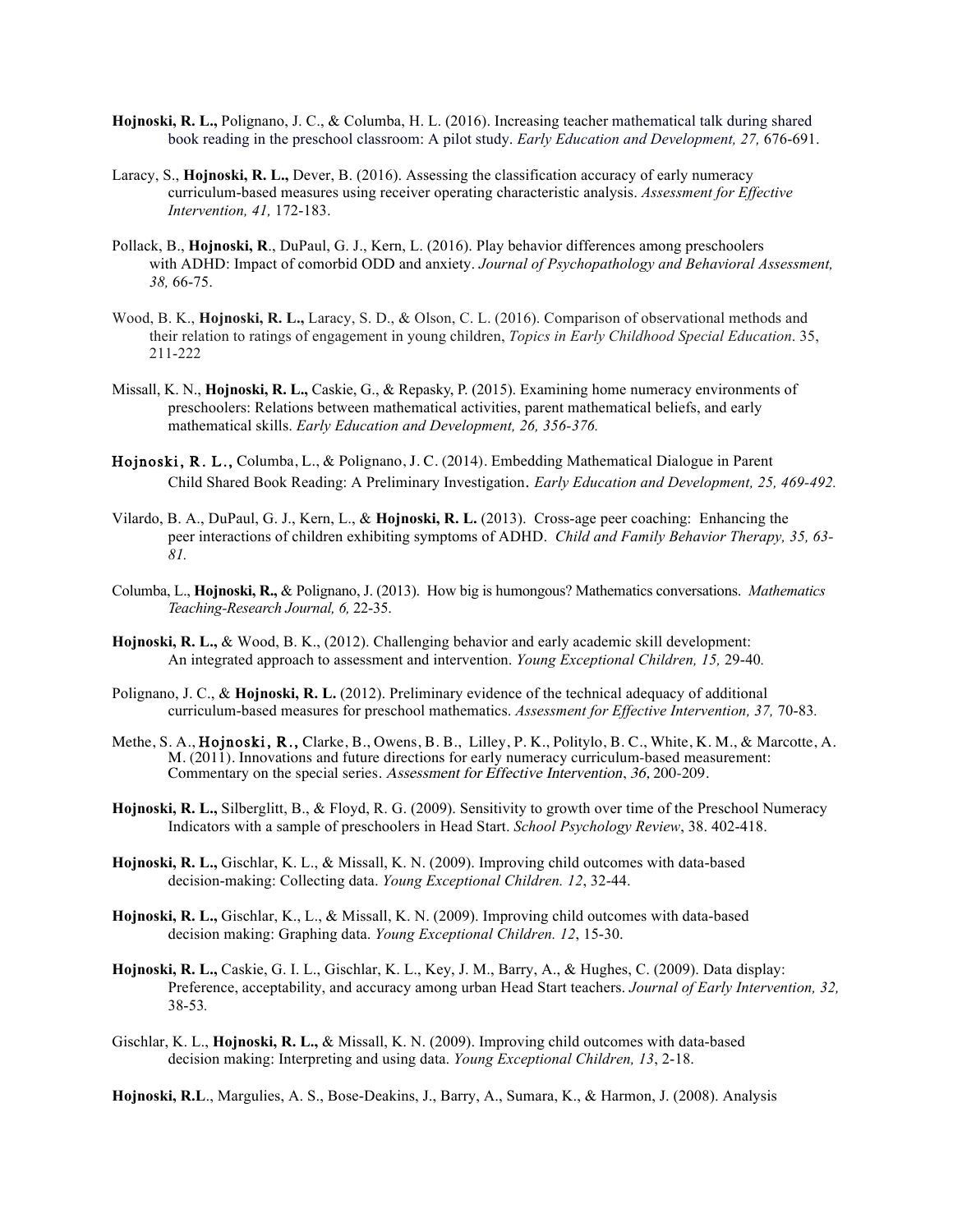**Hojnoski, R. L.,** Polignano, J. C., & Columba, H. L. (2016). Increasing teacher mathematical talk during shared book reading in the preschool classroom: A pilot study. *Early Education and Development, 27,* 676-691.

Laracy, S., **Hojnoski, R. L.,** Dever, B. (2016). Assessing the classification accuracy of early numeracy curriculum-based measures using receiver operating characteristic analysis. *Assessment for Effective Intervention, 41,* 172-183.

Pollack, B., **Hojnoski, R**., DuPaul, G. J., Kern, L. (2016). Play behavior differences among preschoolers with ADHD: Impact of comorbid ODD and anxiety. *Journal of Psychopathology and Behavioral Assessment, 38,* 66-75.

Wood, B. K., **Hojnoski, R. L.,** Laracy, S. D., & Olson, C. L. (2016). Comparison of observational methods and their relation to ratings of engagement in young children, *Topics in Early Childhood Special Education*. 35, 211-222

Missall, K. N., **Hojnoski, R. L.,** Caskie, G., & Repasky, P. (2015). Examining home numeracy environments of preschoolers: Relations between mathematical activities, parent mathematical beliefs, and early mathematical skills. *Early Education and Development, 26, 356-376.*

**Hojnoski, R. L.,** Columba, L., & Polignano, J. C. (2014). Embedding Mathematical Dialogue in Parent Child Shared Book Reading: A Preliminary Investigation. *Early Education and Development, 25, 469-492.*

Vilardo, B. A., DuPaul, G. J., Kern, L., & **Hojnoski, R. L.** (2013). Cross-age peer coaching: Enhancing the peer interactions of children exhibiting symptoms of ADHD. *Child and Family Behavior Therapy, 35, 63-81.*

Columba, L., **Hojnoski, R.,** & Polignano, J. (2013). How big is humongous? Mathematics conversations. *Mathematics Teaching-Research Journal, 6,* 22-35.

**Hojnoski, R. L.,** & Wood, B. K., (2012). Challenging behavior and early academic skill development: An integrated approach to assessment and intervention. *Young Exceptional Children, 15,* 29-40*.*

Polignano, J. C., & **Hojnoski, R. L.** (2012). Preliminary evidence of the technical adequacy of additional curriculum-based measures for preschool mathematics. *Assessment for Effective Intervention, 37,* 70-83*.*

Methe, S. A., **Hojnoski, R.,** Clarke, B., Owens, B. B., Lilley, P. K., Politylo, B. C., White, K. M., & Marcotte, A. M. (2011). Innovations and future directions for early numeracy curriculum-based measurement: Commentary on the special series. *Assessment for Effective Intervention*, *36*, 200-209.

**Hojnoski, R. L.,** Silberglitt, B., & Floyd, R. G. (2009). Sensitivity to growth over time of the Preschool Numeracy Indicators with a sample of preschoolers in Head Start. *School Psychology Review*, 38. 402-418.

**Hojnoski, R. L.,** Gischlar, K. L., & Missall, K. N. (2009). Improving child outcomes with data-based decision-making: Collecting data. *Young Exceptional Children. 12*, 32-44.

**Hojnoski, R. L.,** Gischlar, K., L., & Missall, K. N. (2009). Improving child outcomes with data-based decision making: Graphing data. *Young Exceptional Children. 12*, 15-30.

**Hojnoski, R. L.,** Caskie, G. I. L., Gischlar, K. L., Key, J. M., Barry, A., & Hughes, C. (2009). Data display: Preference, acceptability, and accuracy among urban Head Start teachers. *Journal of Early Intervention, 32,* 38-53*.*

Gischlar, K. L., **Hojnoski, R. L.,** & Missall, K. N. (2009). Improving child outcomes with data-based decision making: Interpreting and using data. *Young Exceptional Children, 13*, 2-18.

**Hojnoski, R.L**., Margulies, A. S., Bose-Deakins, J., Barry, A., Sumara, K., & Harmon, J. (2008). Analysis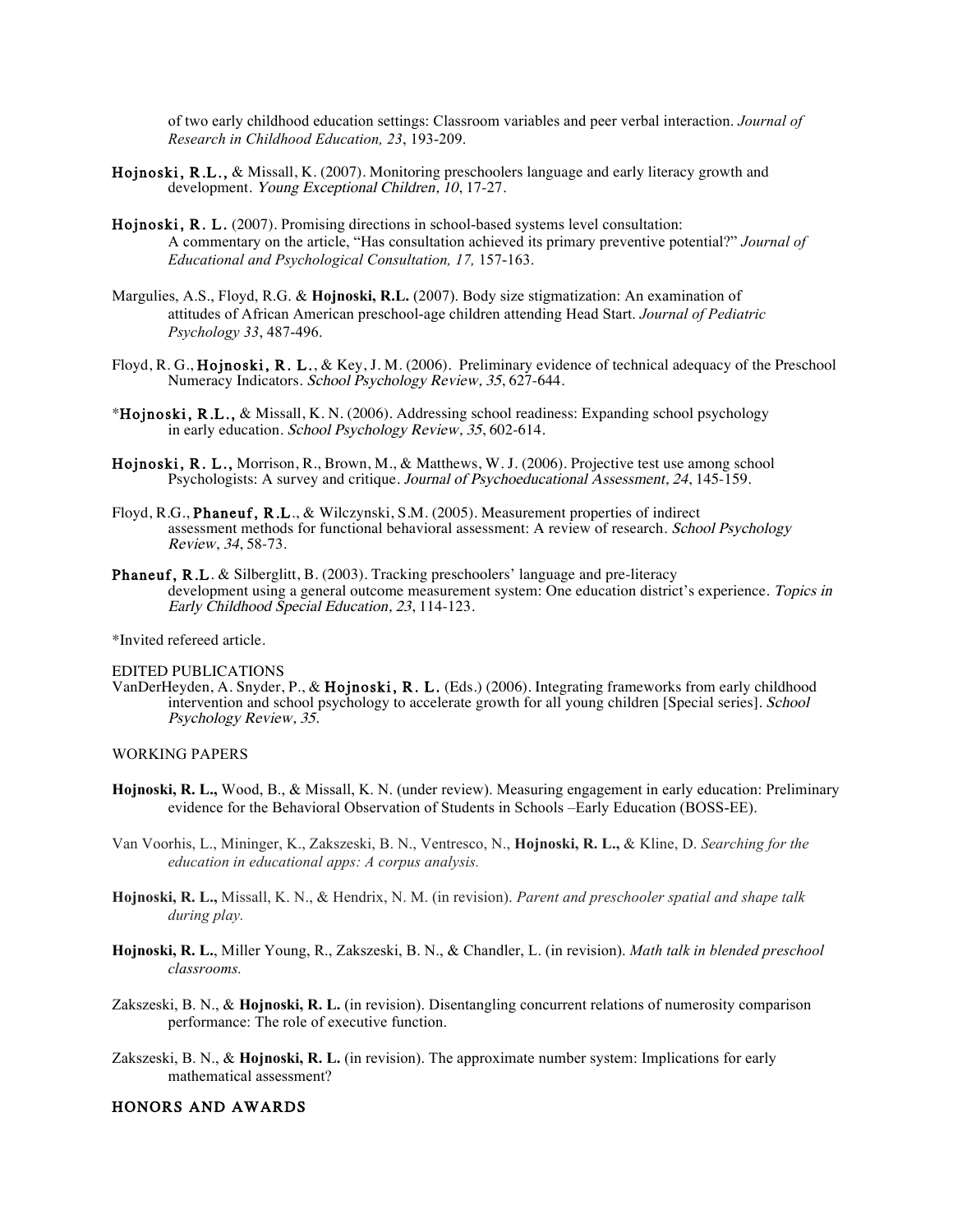of two early childhood education settings: Classroom variables and peer verbal interaction. *Journal of Research in Childhood Education, 23*, 193-209.

**Hojnoski, R.L.,** & Missall, K. (2007). Monitoring preschoolers language and early literacy growth and development. *Young Exceptional Children, 10*, 17-27.

**Hojnoski, R. L.** (2007). Promising directions in school-based systems level consultation: A commentary on the article, "Has consultation achieved its primary preventive potential?" *Journal of Educational and Psychological Consultation, 17,* 157-163.

Margulies, A.S., Floyd, R.G. & **Hojnoski, R.L.** (2007). Body size stigmatization: An examination of attitudes of African American preschool-age children attending Head Start. *Journal of Pediatric Psychology 33*, 487-496.

Floyd, R. G., **Hojnoski, R. L.**, & Key, J. M. (2006). Preliminary evidence of technical adequacy of the Preschool Numeracy Indicators. *School Psychology Review, 35*, 627-644.

*__Hojnoski, R.L.,__ & Missall, K. N. (2006). Addressing school readiness: Expanding school psychology in early education. *School Psychology Review, 35*, 602-614.

**Hojnoski, R. L.,** Morrison, R., Brown, M., & Matthews, W. J. (2006). Projective test use among school Psychologists: A survey and critique. *Journal of Psychoeducational Assessment, 24*, 145-159.

Floyd, R.G., **Phaneuf, R.L**., & Wilczynski, S.M. (2005). Measurement properties of indirect assessment methods for functional behavioral assessment: A review of research. *School Psychology Review*, *34*, 58-73.

**Phaneuf, R.L**. & Silberglitt, B. (2003). Tracking preschoolers' language and pre-literacy development using a general outcome measurement system: One education district's experience. *Topics in Early Childhood Special Education, 23*, 114-123.

*Invited refereed article.

EDITED PUBLICATIONS

VanDerHeyden, A. Snyder, P., & **Hojnoski, R. L.** (Eds.) (2006). Integrating frameworks from early childhood intervention and school psychology to accelerate growth for all young children [Special series]. *School Psychology Review, 35.*

WORKING PAPERS

**Hojnoski, R. L.,** Wood, B., & Missall, K. N. (under review). Measuring engagement in early education: Preliminary evidence for the Behavioral Observation of Students in Schools –Early Education (BOSS-EE).

Van Voorhis, L., Mininger, K., Zakszeski, B. N., Ventresco, N., **Hojnoski, R. L.,** & Kline, D. *Searching for the education in educational apps: A corpus analysis.*

**Hojnoski, R. L.,** Missall, K. N., & Hendrix, N. M. (in revision). *Parent and preschooler spatial and shape talk during play.*

**Hojnoski, R. L.**, Miller Young, R., Zakszeski, B. N., & Chandler, L. (in revision). *Math talk in blended preschool classrooms.*

Zakszeski, B. N., & **Hojnoski, R. L.** (in revision). Disentangling concurrent relations of numerosity comparison performance: The role of executive function.

Zakszeski, B. N., & **Hojnoski, R. L.** (in revision). The approximate number system: Implications for early mathematical assessment?

## HONORS AND AWARDS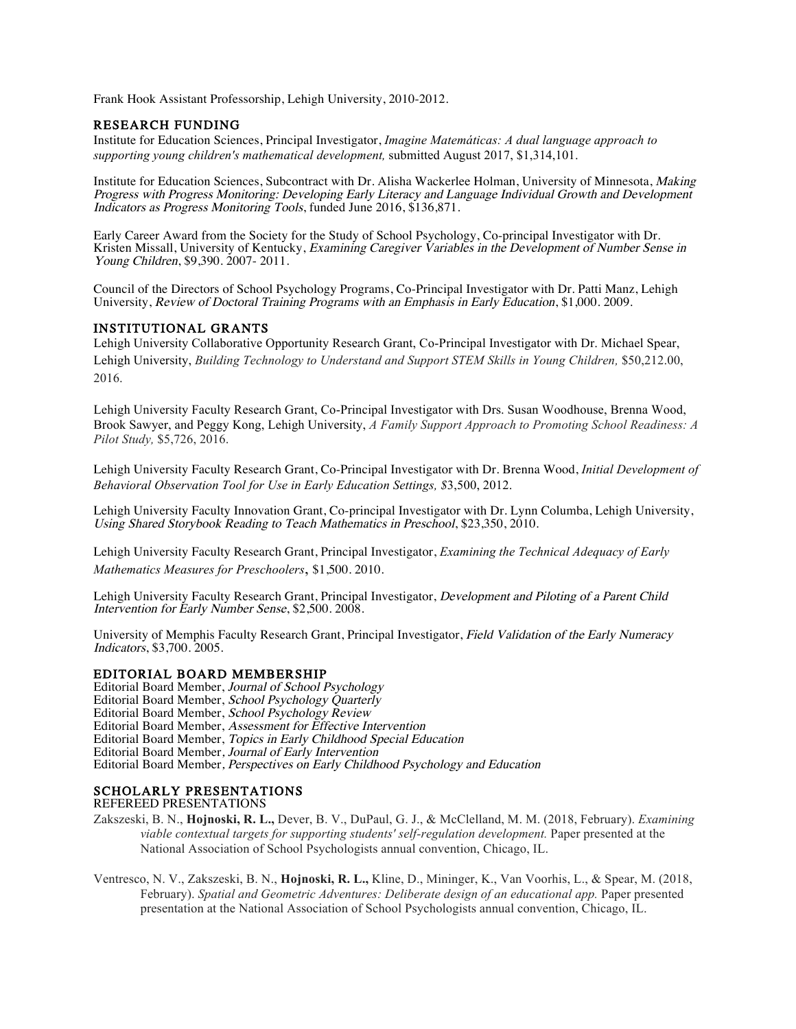Frank Hook Assistant Professorship, Lehigh University, 2010-2012.

## RESEARCH FUNDING

Institute for Education Sciences, Principal Investigator, *Imagine Matemáticas: A dual language approach to supporting young children's mathematical development,* submitted August 2017, $1,314,101.

Institute for Education Sciences, Subcontract with Dr. Alisha Wackerlee Holman, University of Minnesota, *Making Progress with Progress Monitoring: Developing Early Literacy and Language Individual Growth and Development Indicators as Progress Monitoring Tools*, funded June 2016, $136,871.

Early Career Award from the Society for the Study of School Psychology, Co-principal Investigator with Dr. Kristen Missall, University of Kentucky, *Examining Caregiver Variables in the Development of Number Sense in Young Children*, $9,390. 2007- 2011.

Council of the Directors of School Psychology Programs, Co-Principal Investigator with Dr. Patti Manz, Lehigh University, *Review of Doctoral Training Programs with an Emphasis in Early Education*, $1,000. 2009.

## INSTITUTIONAL GRANTS

Lehigh University Collaborative Opportunity Research Grant, Co-Principal Investigator with Dr. Michael Spear, Lehigh University, *Building Technology to Understand and Support STEM Skills in Young Children,* $50,212.00, 2016.

Lehigh University Faculty Research Grant, Co-Principal Investigator with Drs. Susan Woodhouse, Brenna Wood, Brook Sawyer, and Peggy Kong, Lehigh University, *A Family Support Approach to Promoting School Readiness: A Pilot Study,* $5,726, 2016.

Lehigh University Faculty Research Grant, Co-Principal Investigator with Dr. Brenna Wood, *Initial Development of Behavioral Observation Tool for Use in Early Education Settings, $*3,500, 2012.

Lehigh University Faculty Innovation Grant, Co-principal Investigator with Dr. Lynn Columba, Lehigh University, *Using Shared Storybook Reading to Teach Mathematics in Preschool*, $23,350, 2010.

Lehigh University Faculty Research Grant, Principal Investigator, *Examining the Technical Adequacy of Early Mathematics Measures for Preschoolers*, $1,500. 2010.

Lehigh University Faculty Research Grant, Principal Investigator, *Development and Piloting of a Parent Child Intervention for Early Number Sense*, $2,500. 2008.

University of Memphis Faculty Research Grant, Principal Investigator, *Field Validation of the Early Numeracy Indicators*, $3,700. 2005.

## EDITORIAL BOARD MEMBERSHIP

Editorial Board Member, *Journal of School Psychology*
Editorial Board Member, *School Psychology Quarterly*
Editorial Board Member, *School Psychology Review*
Editorial Board Member, *Assessment for Effective Intervention*
Editorial Board Member, *Topics in Early Childhood Special Education*
Editorial Board Member, *Journal of Early Intervention*
Editorial Board Member, *Perspectives on Early Childhood Psychology and Education*

## SCHOLARLY PRESENTATIONS

### REFEREED PRESENTATIONS

Zakszeski, B. N., **Hojnoski, R. L.,** Dever, B. V., DuPaul, G. J., & McClelland, M. M. (2018, February). *Examining viable contextual targets for supporting students' self-regulation development.* Paper presented at the National Association of School Psychologists annual convention, Chicago, IL.

Ventresco, N. V., Zakszeski, B. N., **Hojnoski, R. L.,** Kline, D., Mininger, K., Van Voorhis, L., & Spear, M. (2018, February). *Spatial and Geometric Adventures: Deliberate design of an educational app.* Paper presented presentation at the National Association of School Psychologists annual convention, Chicago, IL.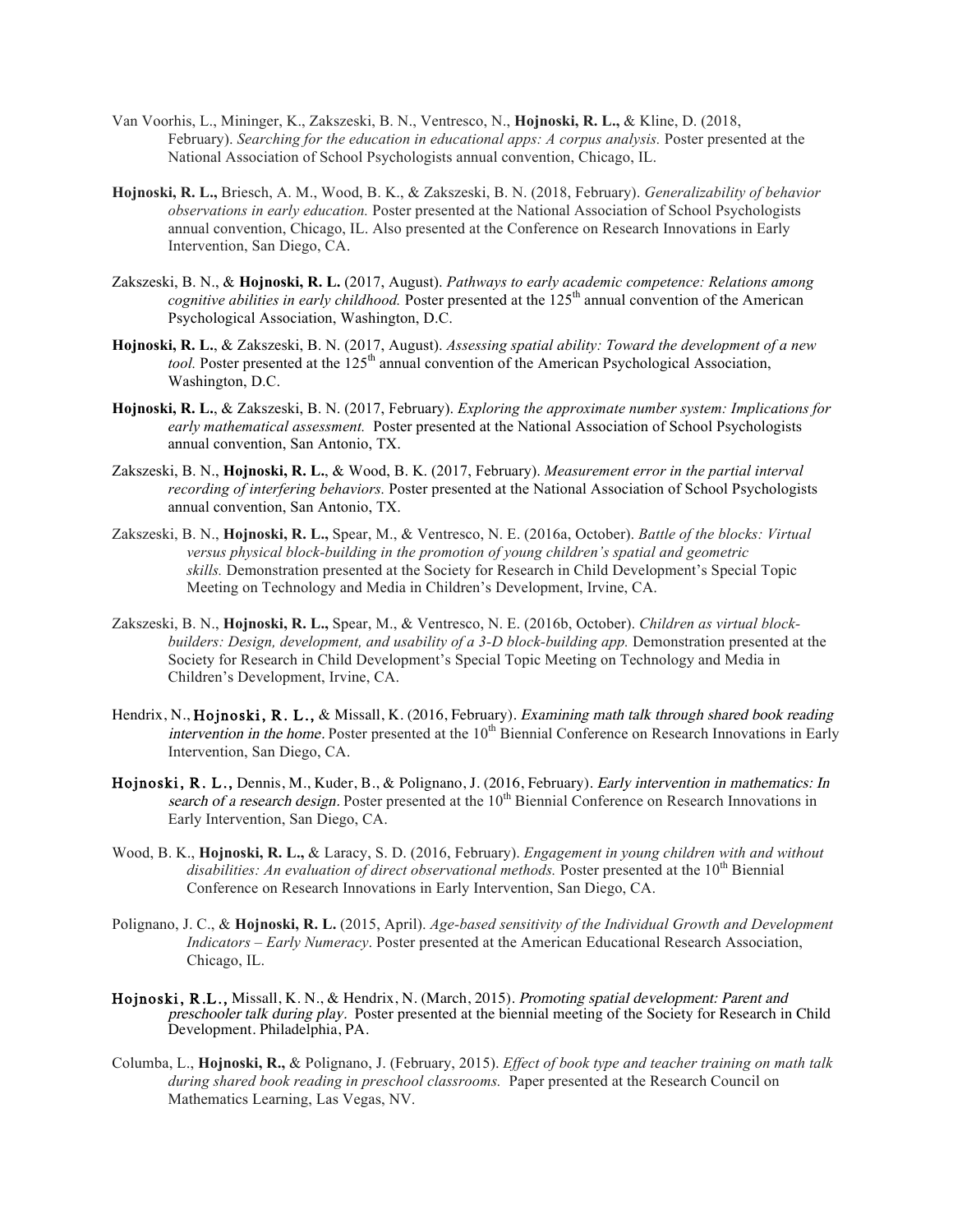Van Voorhis, L., Mininger, K., Zakszeski, B. N., Ventresco, N., **Hojnoski, R. L.,** & Kline, D. (2018, February). *Searching for the education in educational apps: A corpus analysis.* Poster presented at the National Association of School Psychologists annual convention, Chicago, IL.

**Hojnoski, R. L.,** Briesch, A. M., Wood, B. K., & Zakszeski, B. N. (2018, February). *Generalizability of behavior observations in early education.* Poster presented at the National Association of School Psychologists annual convention, Chicago, IL. Also presented at the Conference on Research Innovations in Early Intervention, San Diego, CA.

Zakszeski, B. N., & **Hojnoski, R. L.** (2017, August). *Pathways to early academic competence: Relations among cognitive abilities in early childhood.* Poster presented at the 125th annual convention of the American Psychological Association, Washington, D.C.

**Hojnoski, R. L.**, & Zakszeski, B. N. (2017, August). *Assessing spatial ability: Toward the development of a new tool.* Poster presented at the 125th annual convention of the American Psychological Association, Washington, D.C.

**Hojnoski, R. L.**, & Zakszeski, B. N. (2017, February). *Exploring the approximate number system: Implications for early mathematical assessment.* Poster presented at the National Association of School Psychologists annual convention, San Antonio, TX.

Zakszeski, B. N., **Hojnoski, R. L.**, & Wood, B. K. (2017, February). *Measurement error in the partial interval recording of interfering behaviors.* Poster presented at the National Association of School Psychologists annual convention, San Antonio, TX.

Zakszeski, B. N., **Hojnoski, R. L.,** Spear, M., & Ventresco, N. E. (2016a, October). *Battle of the blocks: Virtual versus physical block-building in the promotion of young children's spatial and geometric skills.* Demonstration presented at the Society for Research in Child Development's Special Topic Meeting on Technology and Media in Children's Development, Irvine, CA.

Zakszeski, B. N., **Hojnoski, R. L.,** Spear, M., & Ventresco, N. E. (2016b, October). *Children as virtual block-builders: Design, development, and usability of a 3-D block-building app.* Demonstration presented at the Society for Research in Child Development's Special Topic Meeting on Technology and Media in Children's Development, Irvine, CA.

Hendrix, N., **Hojnoski, R. L.,** & Missall, K. (2016, February). *Examining math talk through shared book reading intervention in the home.* Poster presented at the 10th Biennial Conference on Research Innovations in Early Intervention, San Diego, CA.

**Hojnoski, R. L.,** Dennis, M., Kuder, B., & Polignano, J. (2016, February). *Early intervention in mathematics: In search of a research design.* Poster presented at the 10th Biennial Conference on Research Innovations in Early Intervention, San Diego, CA.

Wood, B. K., **Hojnoski, R. L.,** & Laracy, S. D. (2016, February). *Engagement in young children with and without disabilities: An evaluation of direct observational methods.* Poster presented at the 10th Biennial Conference on Research Innovations in Early Intervention, San Diego, CA.

Polignano, J. C., & **Hojnoski, R. L.** (2015, April). *Age-based sensitivity of the Individual Growth and Development Indicators – Early Numeracy*. Poster presented at the American Educational Research Association, Chicago, IL.

**Hojnoski, R.L.,** Missall, K. N., & Hendrix, N. (March, 2015). *Promoting spatial development: Parent and preschooler talk during play*. Poster presented at the biennial meeting of the Society for Research in Child Development. Philadelphia, PA.

Columba, L., **Hojnoski, R.,** & Polignano, J. (February, 2015). *Effect of book type and teacher training on math talk during shared book reading in preschool classrooms.* Paper presented at the Research Council on Mathematics Learning, Las Vegas, NV.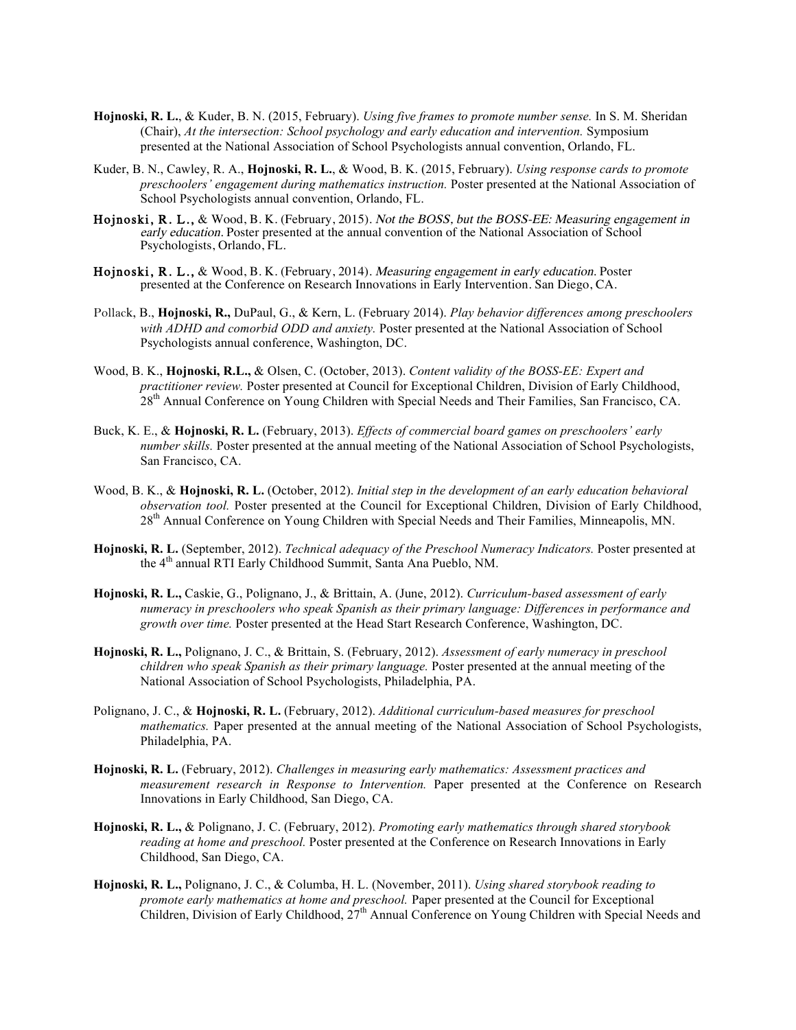**Hojnoski, R. L.**, & Kuder, B. N. (2015, February). *Using five frames to promote number sense.* In S. M. Sheridan (Chair), *At the intersection: School psychology and early education and intervention.* Symposium presented at the National Association of School Psychologists annual convention, Orlando, FL.

Kuder, B. N., Cawley, R. A., **Hojnoski, R. L.**, & Wood, B. K. (2015, February). *Using response cards to promote preschoolers' engagement during mathematics instruction.* Poster presented at the National Association of School Psychologists annual convention, Orlando, FL.

**Hojnoski, R. L.,** & Wood, B. K. (February, 2015). *Not the BOSS, but the BOSS-EE: Measuring engagement in early education.* Poster presented at the annual convention of the National Association of School Psychologists, Orlando, FL.

**Hojnoski, R. L.,** & Wood, B. K. (February, 2014). *Measuring engagement in early education.* Poster presented at the Conference on Research Innovations in Early Intervention. San Diego, CA.

Pollack, B., **Hojnoski, R.,** DuPaul, G., & Kern, L. (February 2014). *Play behavior differences among preschoolers with ADHD and comorbid ODD and anxiety.* Poster presented at the National Association of School Psychologists annual conference, Washington, DC.

Wood, B. K., **Hojnoski, R.L.,** & Olsen, C. (October, 2013). *Content validity of the BOSS-EE: Expert and practitioner review.* Poster presented at Council for Exceptional Children, Division of Early Childhood, 28th Annual Conference on Young Children with Special Needs and Their Families, San Francisco, CA.

Buck, K. E., & **Hojnoski, R. L.** (February, 2013). *Effects of commercial board games on preschoolers' early number skills.* Poster presented at the annual meeting of the National Association of School Psychologists, San Francisco, CA.

Wood, B. K., & **Hojnoski, R. L.** (October, 2012). *Initial step in the development of an early education behavioral observation tool.* Poster presented at the Council for Exceptional Children, Division of Early Childhood, 28th Annual Conference on Young Children with Special Needs and Their Families, Minneapolis, MN.

**Hojnoski, R. L.** (September, 2012). *Technical adequacy of the Preschool Numeracy Indicators.* Poster presented at the 4th annual RTI Early Childhood Summit, Santa Ana Pueblo, NM.

**Hojnoski, R. L.,** Caskie, G., Polignano, J., & Brittain, A. (June, 2012). *Curriculum-based assessment of early numeracy in preschoolers who speak Spanish as their primary language: Differences in performance and growth over time.* Poster presented at the Head Start Research Conference, Washington, DC.

**Hojnoski, R. L.,** Polignano, J. C., & Brittain, S. (February, 2012). *Assessment of early numeracy in preschool children who speak Spanish as their primary language.* Poster presented at the annual meeting of the National Association of School Psychologists, Philadelphia, PA.

Polignano, J. C., & **Hojnoski, R. L.** (February, 2012). *Additional curriculum-based measures for preschool mathematics.* Paper presented at the annual meeting of the National Association of School Psychologists, Philadelphia, PA.

**Hojnoski, R. L.** (February, 2012). *Challenges in measuring early mathematics: Assessment practices and measurement research in Response to Intervention.* Paper presented at the Conference on Research Innovations in Early Childhood, San Diego, CA.

**Hojnoski, R. L.,** & Polignano, J. C. (February, 2012). *Promoting early mathematics through shared storybook reading at home and preschool.* Poster presented at the Conference on Research Innovations in Early Childhood, San Diego, CA.

**Hojnoski, R. L.,** Polignano, J. C., & Columba, H. L. (November, 2011). *Using shared storybook reading to promote early mathematics at home and preschool.* Paper presented at the Council for Exceptional Children, Division of Early Childhood, 27th Annual Conference on Young Children with Special Needs and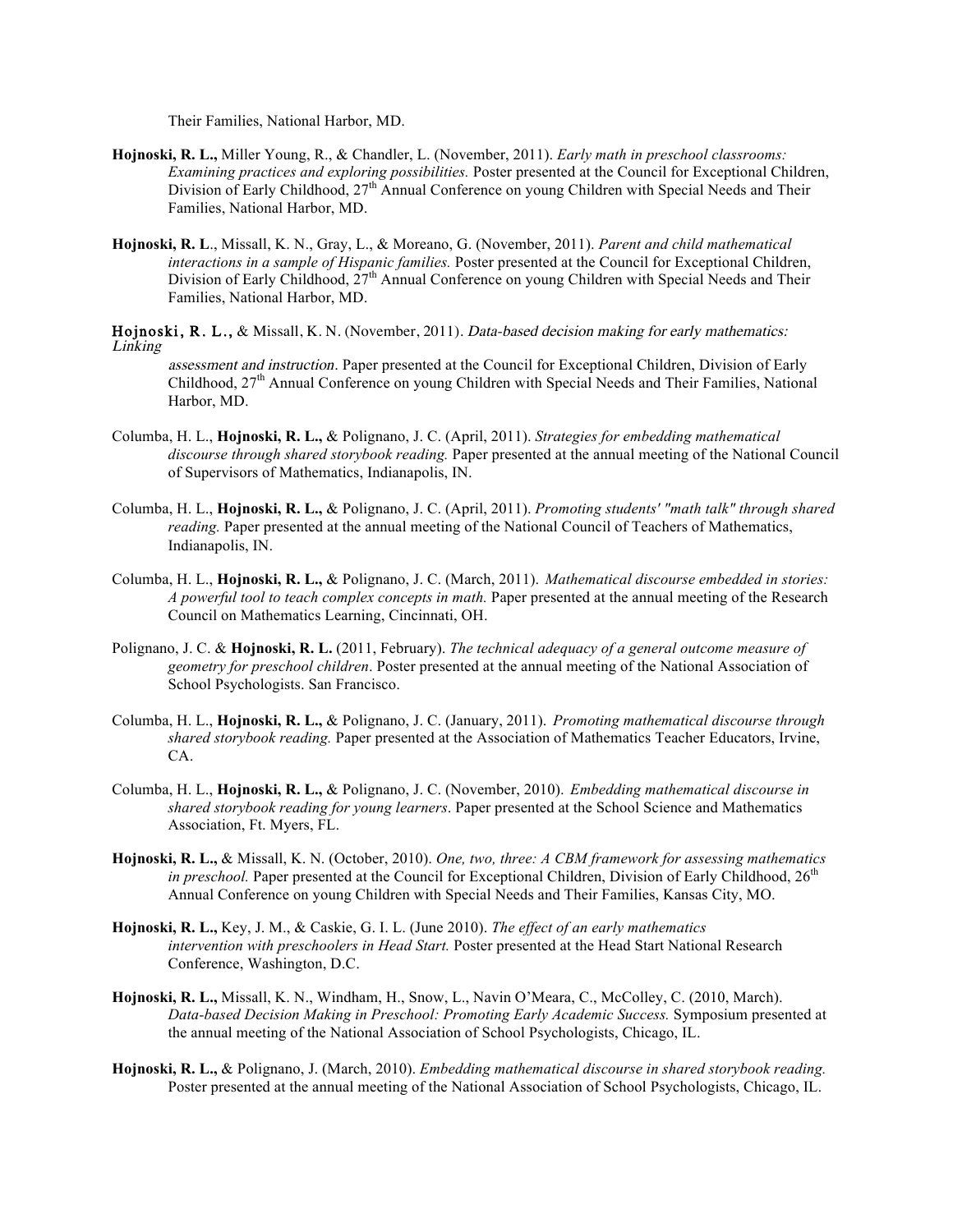Their Families, National Harbor, MD.

**Hojnoski, R. L.,** Miller Young, R., & Chandler, L. (November, 2011). *Early math in preschool classrooms: Examining practices and exploring possibilities.* Poster presented at the Council for Exceptional Children, Division of Early Childhood, 27th Annual Conference on young Children with Special Needs and Their Families, National Harbor, MD.

**Hojnoski, R. L**., Missall, K. N., Gray, L., & Moreano, G. (November, 2011). *Parent and child mathematical interactions in a sample of Hispanic families.* Poster presented at the Council for Exceptional Children, Division of Early Childhood, 27th Annual Conference on young Children with Special Needs and Their Families, National Harbor, MD.

**Hojnoski, R. L.,** & Missall, K. N. (November, 2011). *Data-based decision making for early mathematics: Linking assessment and instruction*. Paper presented at the Council for Exceptional Children, Division of Early Childhood, 27th Annual Conference on young Children with Special Needs and Their Families, National Harbor, MD.

Columba, H. L., **Hojnoski, R. L.,** & Polignano, J. C. (April, 2011). *Strategies for embedding mathematical discourse through shared storybook reading.* Paper presented at the annual meeting of the National Council of Supervisors of Mathematics, Indianapolis, IN.

Columba, H. L., **Hojnoski, R. L.,** & Polignano, J. C. (April, 2011). *Promoting students' "math talk" through shared reading.* Paper presented at the annual meeting of the National Council of Teachers of Mathematics, Indianapolis, IN.

Columba, H. L., **Hojnoski, R. L.,** & Polignano, J. C. (March, 2011). *Mathematical discourse embedded in stories: A powerful tool to teach complex concepts in math.* Paper presented at the annual meeting of the Research Council on Mathematics Learning, Cincinnati, OH.

Polignano, J. C. & **Hojnoski, R. L.** (2011, February). *The technical adequacy of a general outcome measure of geometry for preschool children*. Poster presented at the annual meeting of the National Association of School Psychologists. San Francisco.

Columba, H. L., **Hojnoski, R. L.,** & Polignano, J. C. (January, 2011). *Promoting mathematical discourse through shared storybook reading.* Paper presented at the Association of Mathematics Teacher Educators, Irvine, CA.

Columba, H. L., **Hojnoski, R. L.,** & Polignano, J. C. (November, 2010). *Embedding mathematical discourse in shared storybook reading for young learners*. Paper presented at the School Science and Mathematics Association, Ft. Myers, FL.

**Hojnoski, R. L.,** & Missall, K. N. (October, 2010). *One, two, three: A CBM framework for assessing mathematics in preschool.* Paper presented at the Council for Exceptional Children, Division of Early Childhood, 26th Annual Conference on young Children with Special Needs and Their Families, Kansas City, MO.

**Hojnoski, R. L.,** Key, J. M., & Caskie, G. I. L. (June 2010). *The effect of an early mathematics intervention with preschoolers in Head Start.* Poster presented at the Head Start National Research Conference, Washington, D.C.

**Hojnoski, R. L.,** Missall, K. N., Windham, H., Snow, L., Navin O'Meara, C., McColley, C. (2010, March). *Data-based Decision Making in Preschool: Promoting Early Academic Success.* Symposium presented at the annual meeting of the National Association of School Psychologists, Chicago, IL.

**Hojnoski, R. L.,** & Polignano, J. (March, 2010). *Embedding mathematical discourse in shared storybook reading.* Poster presented at the annual meeting of the National Association of School Psychologists, Chicago, IL.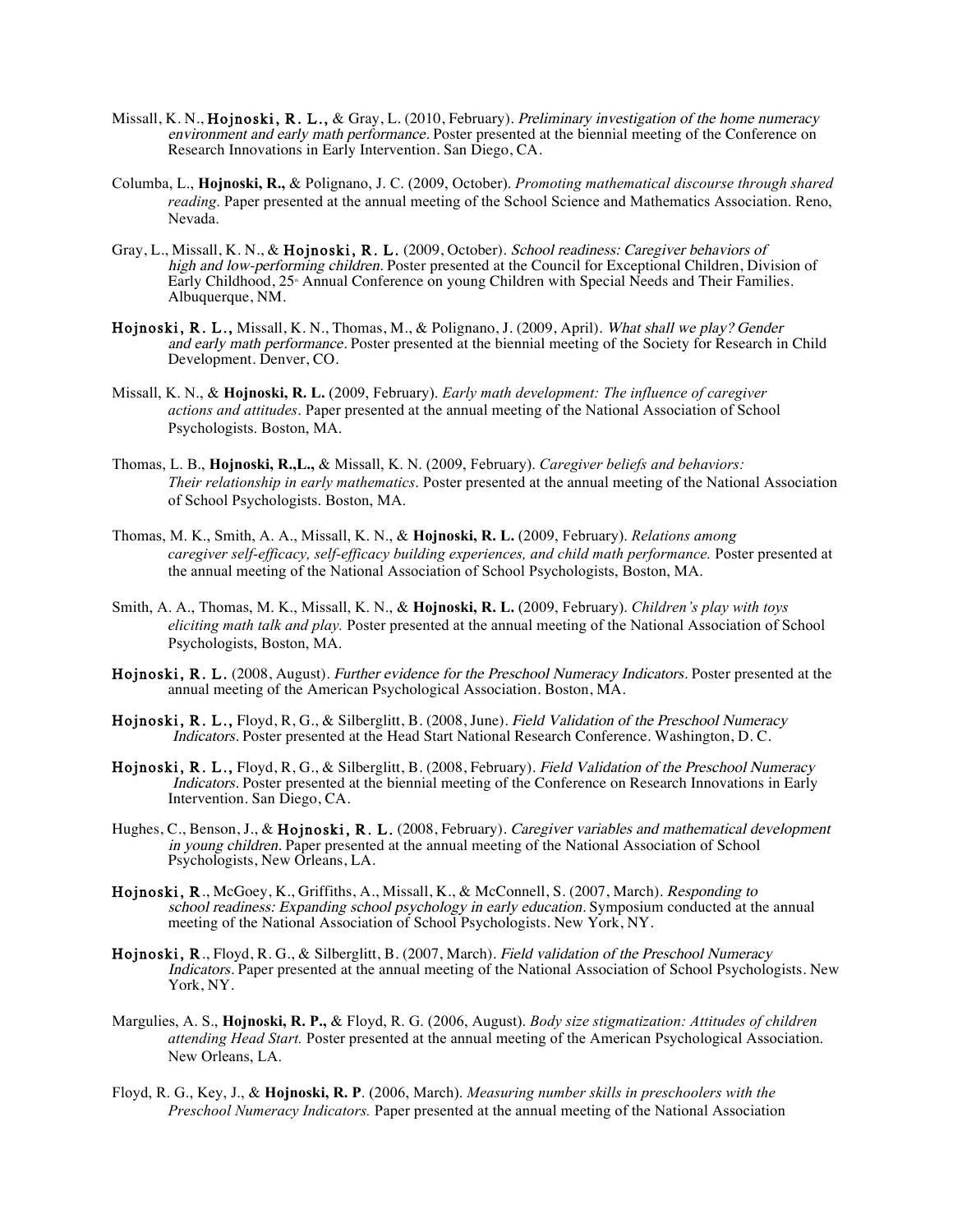Missall, K. N., **Hojnoski, R. L.,** & Gray, L. (2010, February). *Preliminary investigation of the home numeracy environment and early math performance.* Poster presented at the biennial meeting of the Conference on Research Innovations in Early Intervention. San Diego, CA.

Columba, L., **Hojnoski, R.,** & Polignano, J. C. (2009, October). *Promoting mathematical discourse through shared reading.* Paper presented at the annual meeting of the School Science and Mathematics Association. Reno, Nevada.

Gray, L., Missall, K. N., & **Hojnoski, R. L.** (2009, October). *School readiness: Caregiver behaviors of high and low-performing children.* Poster presented at the Council for Exceptional Children, Division of Early Childhood, 25th Annual Conference on young Children with Special Needs and Their Families. Albuquerque, NM.

**Hojnoski, R. L.,** Missall, K. N., Thomas, M., & Polignano, J. (2009, April). *What shall we play? Gender and early math performance.* Poster presented at the biennial meeting of the Society for Research in Child Development. Denver, CO.

Missall, K. N., & **Hojnoski, R. L.** (2009, February). *Early math development: The influence of caregiver actions and attitudes.* Paper presented at the annual meeting of the National Association of School Psychologists. Boston, MA.

Thomas, L. B., **Hojnoski, R.,L.,** & Missall, K. N. (2009, February). *Caregiver beliefs and behaviors: Their relationship in early mathematics.* Poster presented at the annual meeting of the National Association of School Psychologists. Boston, MA.

Thomas, M. K., Smith, A. A., Missall, K. N., & **Hojnoski, R. L.** (2009, February). *Relations among caregiver self-efficacy, self-efficacy building experiences, and child math performance.* Poster presented at the annual meeting of the National Association of School Psychologists, Boston, MA.

Smith, A. A., Thomas, M. K., Missall, K. N., & **Hojnoski, R. L.** (2009, February). *Children's play with toys eliciting math talk and play.* Poster presented at the annual meeting of the National Association of School Psychologists, Boston, MA.

**Hojnoski, R. L.** (2008, August). *Further evidence for the Preschool Numeracy Indicators.* Poster presented at the annual meeting of the American Psychological Association. Boston, MA.

**Hojnoski, R. L.,** Floyd, R, G., & Silberglitt, B. (2008, June). *Field Validation of the Preschool Numeracy Indicators.* Poster presented at the Head Start National Research Conference. Washington, D. C.

**Hojnoski, R. L.,** Floyd, R, G., & Silberglitt, B. (2008, February). *Field Validation of the Preschool Numeracy Indicators.* Poster presented at the biennial meeting of the Conference on Research Innovations in Early Intervention. San Diego, CA.

Hughes, C., Benson, J., & **Hojnoski, R. L.** (2008, February). *Caregiver variables and mathematical development in young children.* Paper presented at the annual meeting of the National Association of School Psychologists, New Orleans, LA.

**Hojnoski, R**., McGoey, K., Griffiths, A., Missall, K., & McConnell, S. (2007, March). *Responding to school readiness: Expanding school psychology in early education.* Symposium conducted at the annual meeting of the National Association of School Psychologists. New York, NY.

**Hojnoski, R**., Floyd, R. G., & Silberglitt, B. (2007, March). *Field validation of the Preschool Numeracy Indicators.* Paper presented at the annual meeting of the National Association of School Psychologists. New York, NY.

Margulies, A. S., **Hojnoski, R. P.,** & Floyd, R. G. (2006, August). *Body size stigmatization: Attitudes of children attending Head Start.* Poster presented at the annual meeting of the American Psychological Association. New Orleans, LA.

Floyd, R. G., Key, J., & **Hojnoski, R. P**. (2006, March). *Measuring number skills in preschoolers with the Preschool Numeracy Indicators.* Paper presented at the annual meeting of the National Association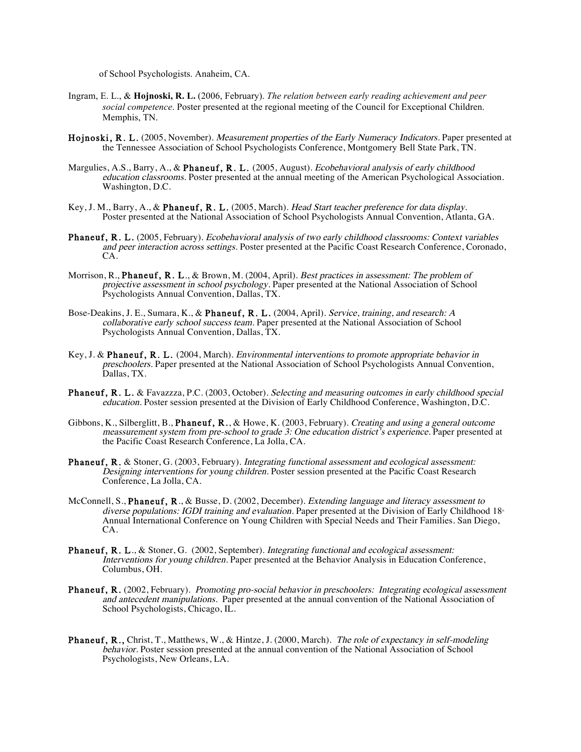of School Psychologists. Anaheim, CA.

Ingram, E. L., & **Hojnoski, R. L.** (2006, February). *The relation between early reading achievement and peer social competence.* Poster presented at the regional meeting of the Council for Exceptional Children. Memphis, TN.

**Hojnoski, R. L.** (2005, November). *Measurement properties of the Early Numeracy Indicators.* Paper presented at the Tennessee Association of School Psychologists Conference, Montgomery Bell State Park, TN.

Margulies, A.S., Barry, A., & **Phaneuf, R. L.** (2005, August). *Ecobehavioral analysis of early childhood education classrooms.* Poster presented at the annual meeting of the American Psychological Association. Washington, D.C.

Key, J. M., Barry, A., & **Phaneuf, R. L.** (2005, March). *Head Start teacher preference for data display.* Poster presented at the National Association of School Psychologists Annual Convention, Atlanta, GA.

**Phaneuf, R. L.** (2005, February). *Ecobehavioral analysis of two early childhood classrooms: Context variables and peer interaction across settings.* Poster presented at the Pacific Coast Research Conference, Coronado, CA.

Morrison, R., **Phaneuf, R. L**., & Brown, M. (2004, April). *Best practices in assessment: The problem of projective assessment in school psychology.* Paper presented at the National Association of School Psychologists Annual Convention, Dallas, TX.

Bose-Deakins, J. E., Sumara, K., & **Phaneuf, R. L.** (2004, April). *Service, training, and research: A collaborative early school success team.* Paper presented at the National Association of School Psychologists Annual Convention, Dallas, TX.

Key, J. & **Phaneuf, R. L.** (2004, March). *Environmental interventions to promote appropriate behavior in preschoolers.* Paper presented at the National Association of School Psychologists Annual Convention, Dallas, TX.

**Phaneuf, R. L.** & Favazzza, P.C. (2003, October). *Selecting and measuring outcomes in early childhood special education.* Poster session presented at the Division of Early Childhood Conference, Washington, D.C.

Gibbons, K., Silberglitt, B., **Phaneuf, R.**, & Howe, K. (2003, February). *Creating and using a general outcome meassurement system from pre-school to grade 3: One education district's experience.* Paper presented at the Pacific Coast Research Conference, La Jolla, CA.

**Phaneuf, R.** & Stoner, G. (2003, February). *Integrating functional assessment and ecological assessment: Designing interventions for young children.* Poster session presented at the Pacific Coast Research Conference, La Jolla, CA.

McConnell, S., **Phaneuf, R**., & Busse, D. (2002, December). *Extending language and literacy assessment to diverse populations: IGDI training and evaluation.* Paper presented at the Division of Early Childhood 18th Annual International Conference on Young Children with Special Needs and Their Families. San Diego, CA.

**Phaneuf, R. L**., & Stoner, G. (2002, September). *Integrating functional and ecological assessment: Interventions for young children.* Paper presented at the Behavior Analysis in Education Conference, Columbus, OH.

**Phaneuf, R.** (2002, February). *Promoting pro-social behavior in preschoolers: Integrating ecological assessment and antecedent manipulations.* Paper presented at the annual convention of the National Association of School Psychologists, Chicago, IL.

**Phaneuf, R.,** Christ, T., Matthews, W., & Hintze, J. (2000, March). *The role of expectancy in self-modeling behavior.* Poster session presented at the annual convention of the National Association of School Psychologists, New Orleans, LA.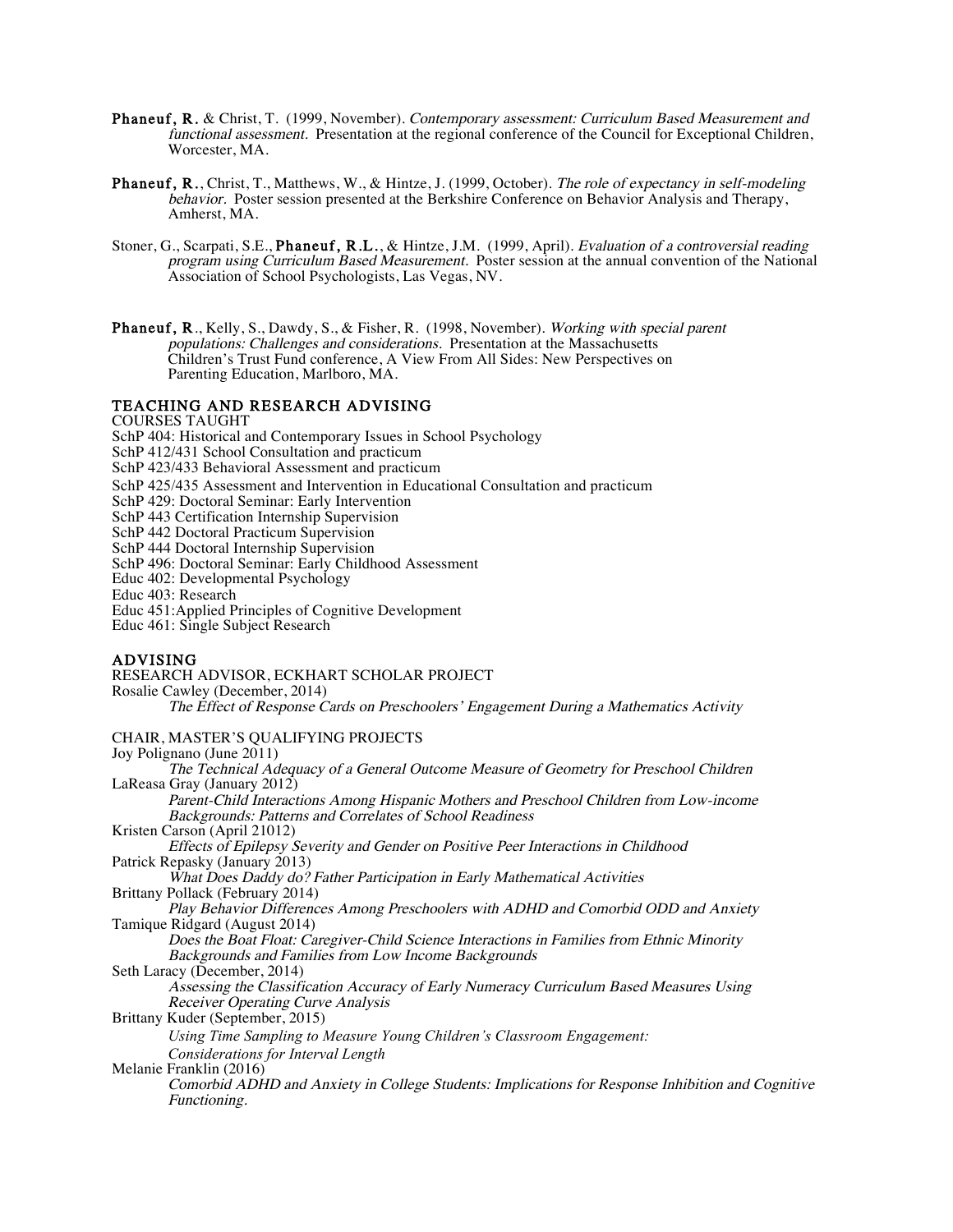**Phaneuf, R.** & Christ, T. (1999, November). *Contemporary assessment: Curriculum Based Measurement and functional assessment.* Presentation at the regional conference of the Council for Exceptional Children, Worcester, MA.

**Phaneuf, R.**, Christ, T., Matthews, W., & Hintze, J. (1999, October). *The role of expectancy in self-modeling behavior.* Poster session presented at the Berkshire Conference on Behavior Analysis and Therapy, Amherst, MA.

Stoner, G., Scarpati, S.E., **Phaneuf, R.L.**, & Hintze, J.M. (1999, April). *Evaluation of a controversial reading program using Curriculum Based Measurement.* Poster session at the annual convention of the National Association of School Psychologists, Las Vegas, NV.

**Phaneuf, R**., Kelly, S., Dawdy, S., & Fisher, R. (1998, November). *Working with special parent populations: Challenges and considerations.* Presentation at the Massachusetts Children's Trust Fund conference, A View From All Sides: New Perspectives on Parenting Education, Marlboro, MA.

## TEACHING AND RESEARCH ADVISING

COURSES TAUGHT

SchP 404: Historical and Contemporary Issues in School Psychology
SchP 412/431 School Consultation and practicum
SchP 423/433 Behavioral Assessment and practicum
SchP 425/435 Assessment and Intervention in Educational Consultation and practicum
SchP 429: Doctoral Seminar: Early Intervention
SchP 443 Certification Internship Supervision
SchP 442 Doctoral Practicum Supervision
SchP 444 Doctoral Internship Supervision
SchP 496: Doctoral Seminar: Early Childhood Assessment
Educ 402: Developmental Psychology
Educ 403: Research
Educ 451:Applied Principles of Cognitive Development
Educ 461: Single Subject Research

## ADVISING

RESEARCH ADVISOR, ECKHART SCHOLAR PROJECT

Rosalie Cawley (December, 2014)
*The Effect of Response Cards on Preschoolers' Engagement During a Mathematics Activity*

CHAIR, MASTER'S QUALIFYING PROJECTS

Joy Polignano (June 2011)
*The Technical Adequacy of a General Outcome Measure of Geometry for Preschool Children*

LaReasa Gray (January 2012)
*Parent-Child Interactions Among Hispanic Mothers and Preschool Children from Low-income Backgrounds: Patterns and Correlates of School Readiness*

Kristen Carson (April 21012)
*Effects of Epilepsy Severity and Gender on Positive Peer Interactions in Childhood*

Patrick Repasky (January 2013)
*What Does Daddy do? Father Participation in Early Mathematical Activities*

Brittany Pollack (February 2014)
*Play Behavior Differences Among Preschoolers with ADHD and Comorbid ODD and Anxiety*

Tamique Ridgard (August 2014)
*Does the Boat Float: Caregiver-Child Science Interactions in Families from Ethnic Minority Backgrounds and Families from Low Income Backgrounds*

Seth Laracy (December, 2014)
*Assessing the Classification Accuracy of Early Numeracy Curriculum Based Measures Using Receiver Operating Curve Analysis*

Brittany Kuder (September, 2015)
*Using Time Sampling to Measure Young Children's Classroom Engagement: Considerations for Interval Length*

Melanie Franklin (2016)
*Comorbid ADHD and Anxiety in College Students: Implications for Response Inhibition and Cognitive Functioning.*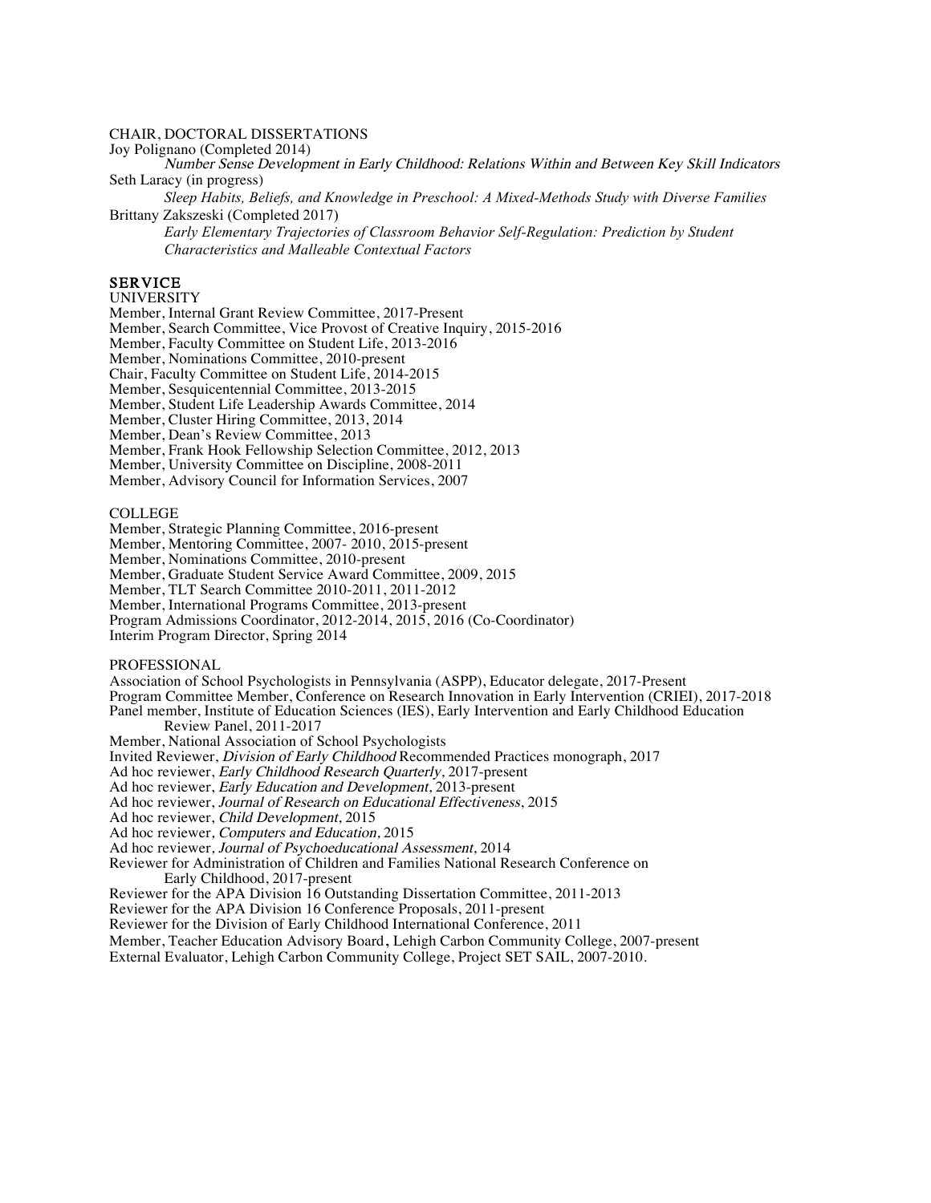CHAIR, DOCTORAL DISSERTATIONS

Joy Polignano (Completed 2014)

*Number Sense Development in Early Childhood: Relations Within and Between Key Skill Indicators*

Seth Laracy (in progress)

*Sleep Habits, Beliefs, and Knowledge in Preschool: A Mixed-Methods Study with Diverse Families*

Brittany Zakszeski (Completed 2017)

*Early Elementary Trajectories of Classroom Behavior Self-Regulation: Prediction by Student Characteristics and Malleable Contextual Factors*

## SERVICE

UNIVERSITY

Member, Internal Grant Review Committee, 2017-Present
Member, Search Committee, Vice Provost of Creative Inquiry, 2015-2016
Member, Faculty Committee on Student Life, 2013-2016
Member, Nominations Committee, 2010-present
Chair, Faculty Committee on Student Life, 2014-2015
Member, Sesquicentennial Committee, 2013-2015
Member, Student Life Leadership Awards Committee, 2014
Member, Cluster Hiring Committee, 2013, 2014
Member, Dean's Review Committee, 2013
Member, Frank Hook Fellowship Selection Committee, 2012, 2013
Member, University Committee on Discipline, 2008-2011
Member, Advisory Council for Information Services, 2007

COLLEGE

Member, Strategic Planning Committee, 2016-present
Member, Mentoring Committee, 2007- 2010, 2015-present
Member, Nominations Committee, 2010-present
Member, Graduate Student Service Award Committee, 2009, 2015
Member, TLT Search Committee 2010-2011, 2011-2012
Member, International Programs Committee, 2013-present
Program Admissions Coordinator, 2012-2014, 2015, 2016 (Co-Coordinator)
Interim Program Director, Spring 2014

PROFESSIONAL

Association of School Psychologists in Pennsylvania (ASPP), Educator delegate, 2017-Present
Program Committee Member, Conference on Research Innovation in Early Intervention (CRIEI), 2017-2018
Panel member, Institute of Education Sciences (IES), Early Intervention and Early Childhood Education Review Panel, 2011-2017
Member, National Association of School Psychologists
Invited Reviewer, *Division of Early Childhood* Recommended Practices monograph, 2017
Ad hoc reviewer, *Early Childhood Research Quarterly*, 2017-present
Ad hoc reviewer, *Early Education and Development*, 2013-present
Ad hoc reviewer, *Journal of Research on Educational Effectiveness*, 2015
Ad hoc reviewer, *Child Development*, 2015
Ad hoc reviewer, *Computers and Education*, 2015
Ad hoc reviewer, *Journal of Psychoeducational Assessment*, 2014
Reviewer for Administration of Children and Families National Research Conference on Early Childhood, 2017-present
Reviewer for the APA Division 16 Outstanding Dissertation Committee, 2011-2013
Reviewer for the APA Division 16 Conference Proposals, 2011-present
Reviewer for the Division of Early Childhood International Conference, 2011
Member, Teacher Education Advisory Board, Lehigh Carbon Community College, 2007-present
External Evaluator, Lehigh Carbon Community College, Project SET SAIL, 2007-2010.